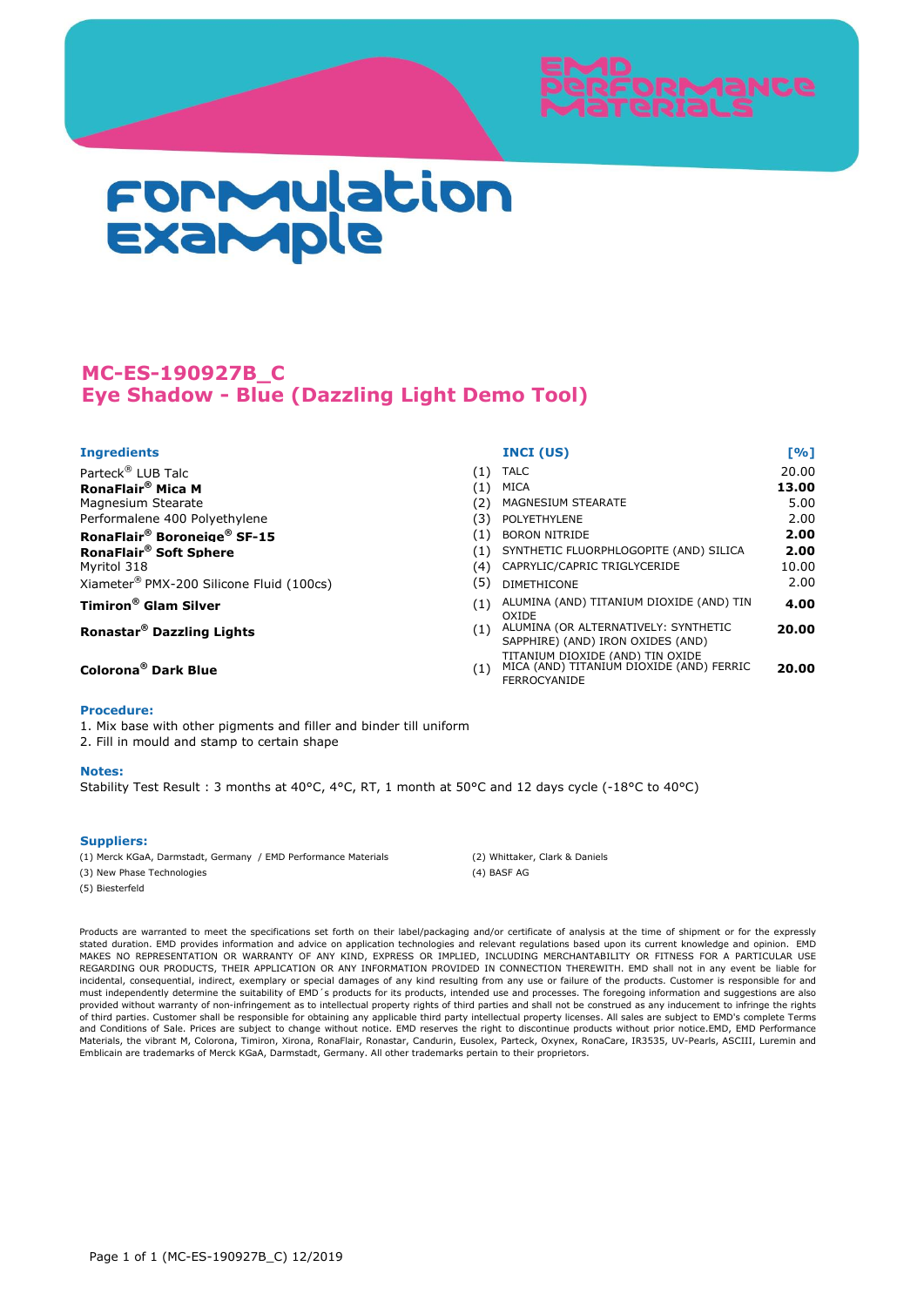EMD PERFORMANCE MATERIALS

# Formulation Example

## MC-ES-190927B_C
## Eye Shadow - Blue (Dazzling Light Demo Tool)

| Ingredients | | INCI (US) | [%] |
|---|---|---|---|
| Parteck® LUB Talc | (1) | TALC | 20.00 |
| **RonaFlair® Mica M** | (1) | MICA | **13.00** |
| Magnesium Stearate | (2) | MAGNESIUM STEARATE | 5.00 |
| Performalene 400 Polyethylene | (3) | POLYETHYLENE | 2.00 |
| **RonaFlair® Boroneige® SF-15** | (1) | BORON NITRIDE | **2.00** |
| **RonaFlair® Soft Sphere** | (1) | SYNTHETIC FLUORPHLOGOPITE (AND) SILICA | **2.00** |
| Myritol 318 | (4) | CAPRYLIC/CAPRIC TRIGLYCERIDE | 10.00 |
| Xiameter® PMX-200 Silicone Fluid (100cs) | (5) | DIMETHICONE | 2.00 |
| **Timiron® Glam Silver** | (1) | ALUMINA (AND) TITANIUM DIOXIDE (AND) TIN OXIDE | **4.00** |
| **Ronastar® Dazzling Lights** | (1) | ALUMINA (OR ALTERNATIVELY: SYNTHETIC SAPPHIRE) (AND) IRON OXIDES (AND) TITANIUM DIOXIDE (AND) TIN OXIDE | **20.00** |
| **Colorona® Dark Blue** | (1) | MICA (AND) TITANIUM DIOXIDE (AND) FERRIC FERROCYANIDE | **20.00** |

### Procedure:

1. Mix base with other pigments and filler and binder till uniform
2. Fill in mould and stamp to certain shape

### Notes:

Stability Test Result : 3 months at 40°C, 4°C, RT, 1 month at 50°C and 12 days cycle (-18°C to 40°C)

### Suppliers:

(1) Merck KGaA, Darmstadt, Germany / EMD Performance Materials
(2) Whittaker, Clark & Daniels
(3) New Phase Technologies
(4) BASF AG
(5) Biesterfeld

Products are warranted to meet the specifications set forth on their label/packaging and/or certificate of analysis at the time of shipment or for the expressly stated duration. EMD provides information and advice on application technologies and relevant regulations based upon its current knowledge and opinion. EMD MAKES NO REPRESENTATION OR WARRANTY OF ANY KIND, EXPRESS OR IMPLIED, INCLUDING MERCHANTABILITY OR FITNESS FOR A PARTICULAR USE REGARDING OUR PRODUCTS, THEIR APPLICATION OR ANY INFORMATION PROVIDED IN CONNECTION THEREWITH. EMD shall not in any event be liable for incidental, consequential, indirect, exemplary or special damages of any kind resulting from any use or failure of the products. Customer is responsible for and must independently determine the suitability of EMD´s products for its products, intended use and processes. The foregoing information and suggestions are also provided without warranty of non-infringement as to intellectual property rights of third parties and shall not be construed as any inducement to infringe the rights of third parties. Customer shall be responsible for obtaining any applicable third party intellectual property licenses. All sales are subject to EMD's complete Terms and Conditions of Sale. Prices are subject to change without notice. EMD reserves the right to discontinue products without prior notice.EMD, EMD Performance Materials, the vibrant M, Colorona, Timiron, Xirona, RonaFlair, Ronastar, Candurin, Eusolex, Parteck, Oxynex, RonaCare, IR3535, UV-Pearls, ASCIII, Luremin and Emblicain are trademarks of Merck KGaA, Darmstadt, Germany. All other trademarks pertain to their proprietors.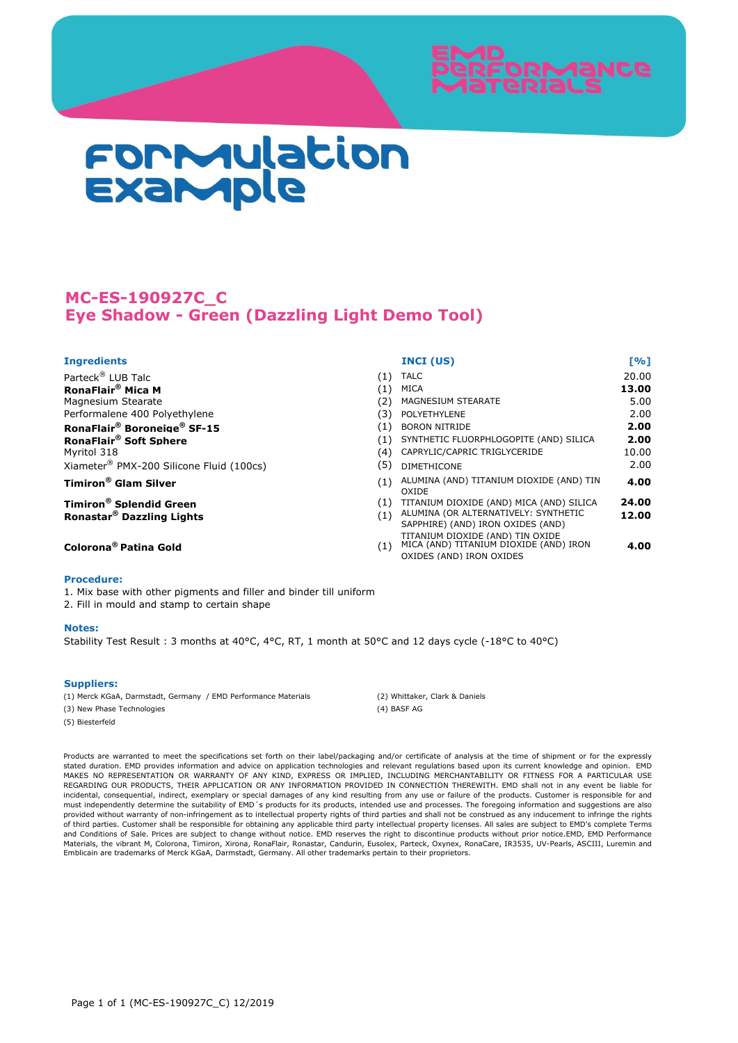# Formulation Example

## MC-ES-190927C_C
## Eye Shadow - Green (Dazzling Light Demo Tool)

| Ingredients | | INCI (US) | [%] |
|---|---|---|---|
| Parteck® LUB Talc | (1) | TALC | 20.00 |
| **RonaFlair® Mica M** | (1) | MICA | **13.00** |
| Magnesium Stearate | (2) | MAGNESIUM STEARATE | 5.00 |
| Performalene 400 Polyethylene | (3) | POLYETHYLENE | 2.00 |
| **RonaFlair® Boroneige® SF-15** | (1) | BORON NITRIDE | **2.00** |
| **RonaFlair® Soft Sphere** | (1) | SYNTHETIC FLUORPHLOGOPITE (AND) SILICA | **2.00** |
| Myritol 318 | (4) | CAPRYLIC/CAPRIC TRIGLYCERIDE | 10.00 |
| Xiameter® PMX-200 Silicone Fluid (100cs) | (5) | DIMETHICONE | 2.00 |
| **Timiron® Glam Silver** | (1) | ALUMINA (AND) TITANIUM DIOXIDE (AND) TIN OXIDE | **4.00** |
| **Timiron® Splendid Green** | (1) | TITANIUM DIOXIDE (AND) MICA (AND) SILICA | **24.00** |
| **Ronastar® Dazzling Lights** | (1) | ALUMINA (OR ALTERNATIVELY: SYNTHETIC SAPPHIRE) (AND) IRON OXIDES (AND) TITANIUM DIOXIDE (AND) TIN OXIDE | **12.00** |
| **Colorona® Patina Gold** | (1) | MICA (AND) TITANIUM DIOXIDE (AND) IRON OXIDES (AND) IRON OXIDES | **4.00** |

### Procedure:

1. Mix base with other pigments and filler and binder till uniform
2. Fill in mould and stamp to certain shape

### Notes:

Stability Test Result : 3 months at 40°C, 4°C, RT, 1 month at 50°C and 12 days cycle (-18°C to 40°C)

### Suppliers:

(1) Merck KGaA, Darmstadt, Germany / EMD Performance Materials
(2) Whittaker, Clark & Daniels
(3) New Phase Technologies
(4) BASF AG
(5) Biesterfeld

Products are warranted to meet the specifications set forth on their label/packaging and/or certificate of analysis at the time of shipment or for the expressly stated duration. EMD provides information and advice on application technologies and relevant regulations based upon its current knowledge and opinion. EMD MAKES NO REPRESENTATION OR WARRANTY OF ANY KIND, EXPRESS OR IMPLIED, INCLUDING MERCHANTABILITY OR FITNESS FOR A PARTICULAR USE REGARDING OUR PRODUCTS, THEIR APPLICATION OR ANY INFORMATION PROVIDED IN CONNECTION THEREWITH. EMD shall not in any event be liable for incidental, consequential, indirect, exemplary or special damages of any kind resulting from any use or failure of the products. Customer is responsible for and must independently determine the suitability of EMD´s products for its products, intended use and processes. The foregoing information and suggestions are also provided without warranty of non-infringement as to intellectual property rights of third parties and shall not be construed as any inducement to infringe the rights of third parties. Customer shall be responsible for obtaining any applicable third party intellectual property licenses. All sales are subject to EMD's complete Terms and Conditions of Sale. Prices are subject to change without notice. EMD reserves the right to discontinue products without prior notice.EMD, EMD Performance Materials, the vibrant M, Colorona, Timiron, Xirona, RonaFlair, Ronastar, Candurin, Eusolex, Parteck, Oxynex, RonaCare, IR3535, UV-Pearls, ASCIII, Luremin and Emblicain are trademarks of Merck KGaA, Darmstadt, Germany. All other trademarks pertain to their proprietors.

(MC-ES-190927C_C) 12/2019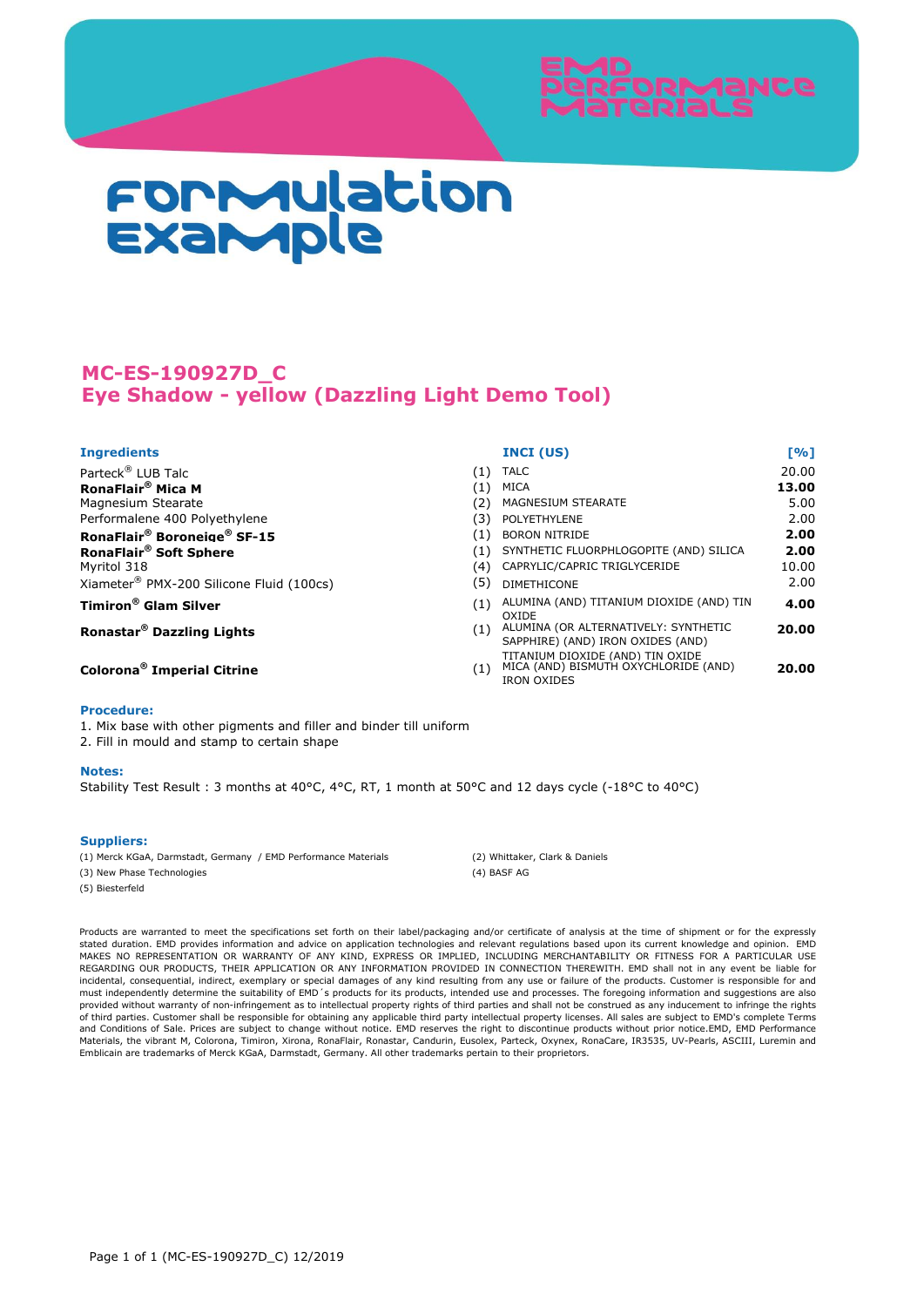# Formulation Example

## MC-ES-190927D_C
## Eye Shadow - yellow (Dazzling Light Demo Tool)

| Ingredients | | INCI (US) | [%] |
|---|---|---|---|
| Parteck® LUB Talc | (1) | TALC | 20.00 |
| **RonaFlair® Mica M** | (1) | MICA | **13.00** |
| Magnesium Stearate | (2) | MAGNESIUM STEARATE | 5.00 |
| Performalene 400 Polyethylene | (3) | POLYETHYLENE | 2.00 |
| **RonaFlair® Boroneige® SF-15** | (1) | BORON NITRIDE | **2.00** |
| **RonaFlair® Soft Sphere** | (1) | SYNTHETIC FLUORPHLOGOPITE (AND) SILICA | **2.00** |
| Myritol 318 | (4) | CAPRYLIC/CAPRIC TRIGLYCERIDE | 10.00 |
| Xiameter® PMX-200 Silicone Fluid (100cs) | (5) | DIMETHICONE | 2.00 |
| **Timiron® Glam Silver** | (1) | ALUMINA (AND) TITANIUM DIOXIDE (AND) TIN OXIDE | **4.00** |
| **Ronastar® Dazzling Lights** | (1) | ALUMINA (OR ALTERNATIVELY: SYNTHETIC SAPPHIRE) (AND) IRON OXIDES (AND) TITANIUM DIOXIDE (AND) TIN OXIDE | **20.00** |
| **Colorona® Imperial Citrine** | (1) | MICA (AND) BISMUTH OXYCHLORIDE (AND) IRON OXIDES | **20.00** |

**Procedure:**

1. Mix base with other pigments and filler and binder till uniform
2. Fill in mould and stamp to certain shape

**Notes:**

Stability Test Result : 3 months at 40°C, 4°C, RT, 1 month at 50°C and 12 days cycle (-18°C to 40°C)

**Suppliers:**

(1) Merck KGaA, Darmstadt, Germany / EMD Performance Materials
(2) Whittaker, Clark & Daniels
(3) New Phase Technologies
(4) BASF AG
(5) Biesterfeld

Products are warranted to meet the specifications set forth on their label/packaging and/or certificate of analysis at the time of shipment or for the expressly stated duration. EMD provides information and advice on application technologies and relevant regulations based upon its current knowledge and opinion. EMD MAKES NO REPRESENTATION OR WARRANTY OF ANY KIND, EXPRESS OR IMPLIED, INCLUDING MERCHANTABILITY OR FITNESS FOR A PARTICULAR USE REGARDING OUR PRODUCTS, THEIR APPLICATION OR ANY INFORMATION PROVIDED IN CONNECTION THEREWITH. EMD shall not in any event be liable for incidental, consequential, indirect, exemplary or special damages of any kind resulting from any use or failure of the products. Customer is responsible for and must independently determine the suitability of EMD´s products for its products, intended use and processes. The foregoing information and suggestions are also provided without warranty of non-infringement as to intellectual property rights of third parties and shall not be construed as any inducement to infringe the rights of third parties. Customer shall be responsible for obtaining any applicable third party intellectual property licenses. All sales are subject to EMD's complete Terms and Conditions of Sale. Prices are subject to change without notice. EMD reserves the right to discontinue products without prior notice.EMD, EMD Performance Materials, the vibrant M, Colorona, Timiron, Xirona, RonaFlair, Ronastar, Candurin, Eusolex, Parteck, Oxynex, RonaCare, IR3535, UV-Pearls, ASCIII, Luremin and Emblicain are trademarks of Merck KGaA, Darmstadt, Germany. All other trademarks pertain to their proprietors.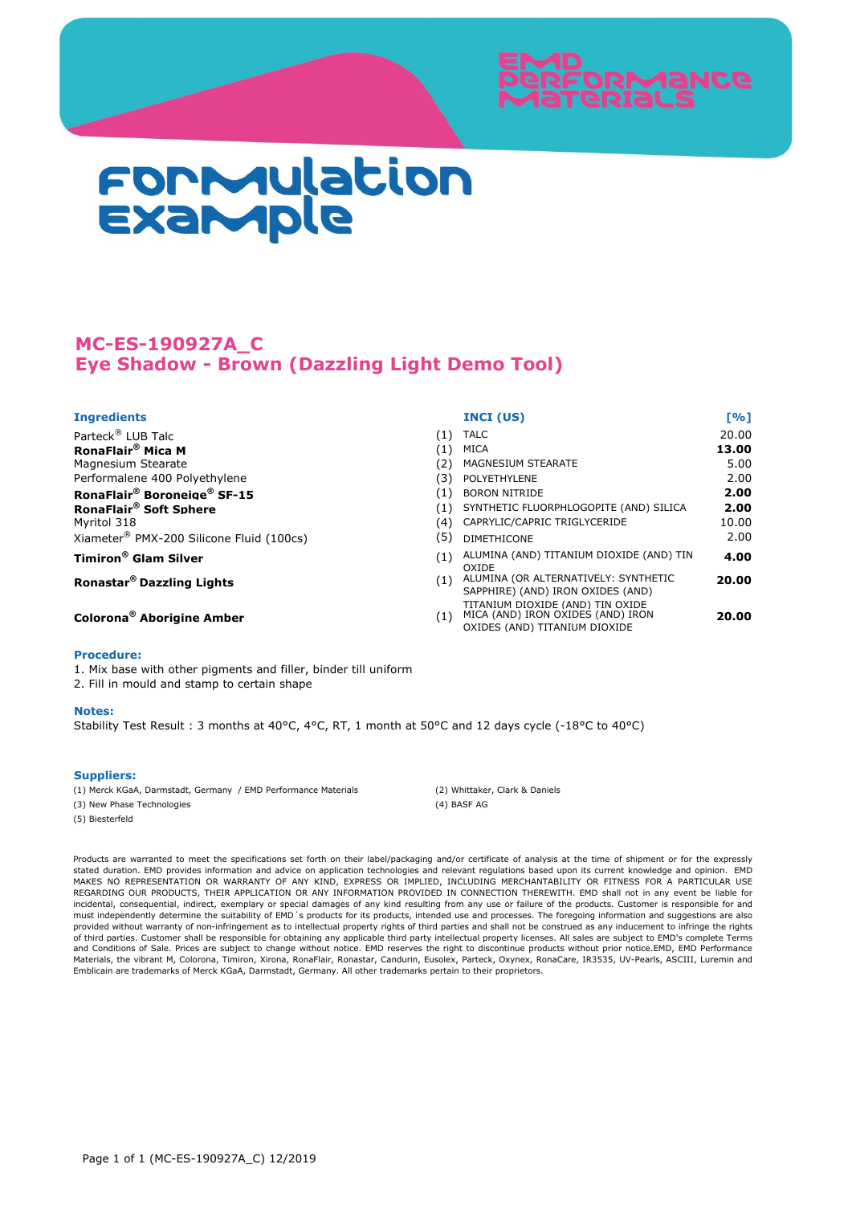# Formulation Example

## MC-ES-190927A_C
## Eye Shadow - Brown (Dazzling Light Demo Tool)

| Ingredients | | INCI (US) | [%] |
|---|---|---|---|
| Parteck® LUB Talc | (1) | TALC | 20.00 |
| **RonaFlair® Mica M** | (1) | MICA | **13.00** |
| Magnesium Stearate | (2) | MAGNESIUM STEARATE | 5.00 |
| Performalene 400 Polyethylene | (3) | POLYETHYLENE | 2.00 |
| **RonaFlair® Boroneige® SF-15** | (1) | BORON NITRIDE | **2.00** |
| **RonaFlair® Soft Sphere** | (1) | SYNTHETIC FLUORPHLOGOPITE (AND) SILICA | **2.00** |
| Myritol 318 | (4) | CAPRYLIC/CAPRIC TRIGLYCERIDE | 10.00 |
| Xiameter® PMX-200 Silicone Fluid (100cs) | (5) | DIMETHICONE | 2.00 |
| **Timiron® Glam Silver** | (1) | ALUMINA (AND) TITANIUM DIOXIDE (AND) TIN OXIDE | **4.00** |
| **Ronastar® Dazzling Lights** | (1) | ALUMINA (OR ALTERNATIVELY: SYNTHETIC SAPPHIRE) (AND) IRON OXIDES (AND) TITANIUM DIOXIDE (AND) TIN OXIDE | **20.00** |
| **Colorona® Aborigine Amber** | (1) | MICA (AND) IRON OXIDES (AND) IRON OXIDES (AND) TITANIUM DIOXIDE | **20.00** |

**Procedure:**

1. Mix base with other pigments and filler, binder till uniform
2. Fill in mould and stamp to certain shape

**Notes:**

Stability Test Result : 3 months at 40°C, 4°C, RT, 1 month at 50°C and 12 days cycle (-18°C to 40°C)

**Suppliers:**

(1) Merck KGaA, Darmstadt, Germany / EMD Performance Materials
(2) Whittaker, Clark & Daniels
(3) New Phase Technologies
(4) BASF AG
(5) Biesterfeld

Products are warranted to meet the specifications set forth on their label/packaging and/or certificate of analysis at the time of shipment or for the expressly stated duration. EMD provides information and advice on application technologies and relevant regulations based upon its current knowledge and opinion. EMD MAKES NO REPRESENTATION OR WARRANTY OF ANY KIND, EXPRESS OR IMPLIED, INCLUDING MERCHANTABILITY OR FITNESS FOR A PARTICULAR USE REGARDING OUR PRODUCTS, THEIR APPLICATION OR ANY INFORMATION PROVIDED IN CONNECTION THEREWITH. EMD shall not in any event be liable for incidental, consequential, indirect, exemplary or special damages of any kind resulting from any use or failure of the products. Customer is responsible for and must independently determine the suitability of EMD´s products for its products, intended use and processes. The foregoing information and suggestions are also provided without warranty of non-infringement as to intellectual property rights of third parties and shall not be construed as any inducement to infringe the rights of third parties. Customer shall be responsible for obtaining any applicable third party intellectual property licenses. All sales are subject to EMD's complete Terms and Conditions of Sale. Prices are subject to change without notice. EMD reserves the right to discontinue products without prior notice.EMD, EMD Performance Materials, the vibrant M, Colorona, Timiron, Xirona, RonaFlair, Ronastar, Candurin, Eusolex, Parteck, Oxynex, RonaCare, IR3535, UV-Pearls, ASCIII, Luremin and Emblicain are trademarks of Merck KGaA, Darmstadt, Germany. All other trademarks pertain to their proprietors.

Page 1 of 1 (MC-ES-190927A_C) 12/2019